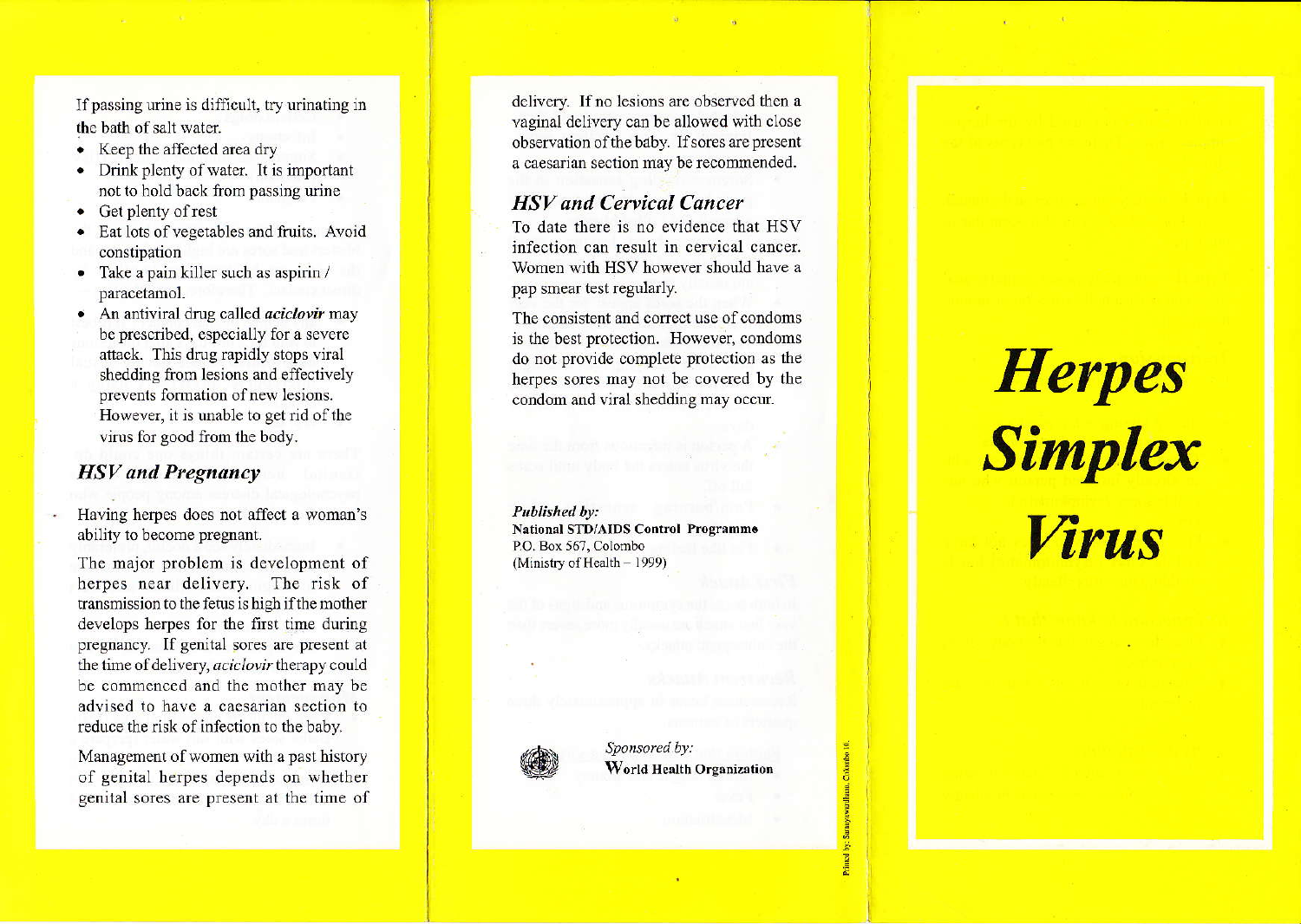If passing urine is difficult, try urinating in the bath of salt water.

- Keep the affected area dry
- Drink plenty of water. It is important not to hold back from passing urine
- Get plenty of rest
- Eat lots of vegetables and fruits. Avoid constipation
- Take a pain killer such as aspirin / paracetamol.
- An antiviral drug called ***aciclovir*** may be prescribed, especially for a severe attack. This drug rapidly stops viral shedding from lesions and effectively prevents formation of new lesions. However, it is unable to get rid of the virus for good from the body.

## *HSV and Pregnancy*

Having herpes does not affect a woman's ability to become pregnant.

The major problem is development of herpes near delivery. The risk of transmission to the fetus is high if the mother develops herpes for the first time during pregnancy. If genital sores are present at the time of delivery, *aciclovir* therapy could be commenced and the mother may be advised to have a caesarian section to reduce the risk of infection to the baby.

Management of women with a past history of genital herpes depends on whether genital sores are present at the time of delivery. If no lesions are observed then a vaginal delivery can be allowed with close observation of the baby. If sores are present a caesarian section may be recommended.

## *HSV and Cervical Cancer*

To date there is no evidence that HSV infection can result in cervical cancer. Women with HSV however should have a pap smear test regularly.

The consistent and correct use of condoms is the best protection. However, condoms do not provide complete protection as the herpes sores may not be covered by the condom and viral shedding may occur.

***Published by:***
**National STD/AIDS Control Programme**
P.O. Box 567, Colombo
(Ministry of Health – 1999)

*Sponsored by:*
**World Health Organization**

# *Herpes Simplex Virus*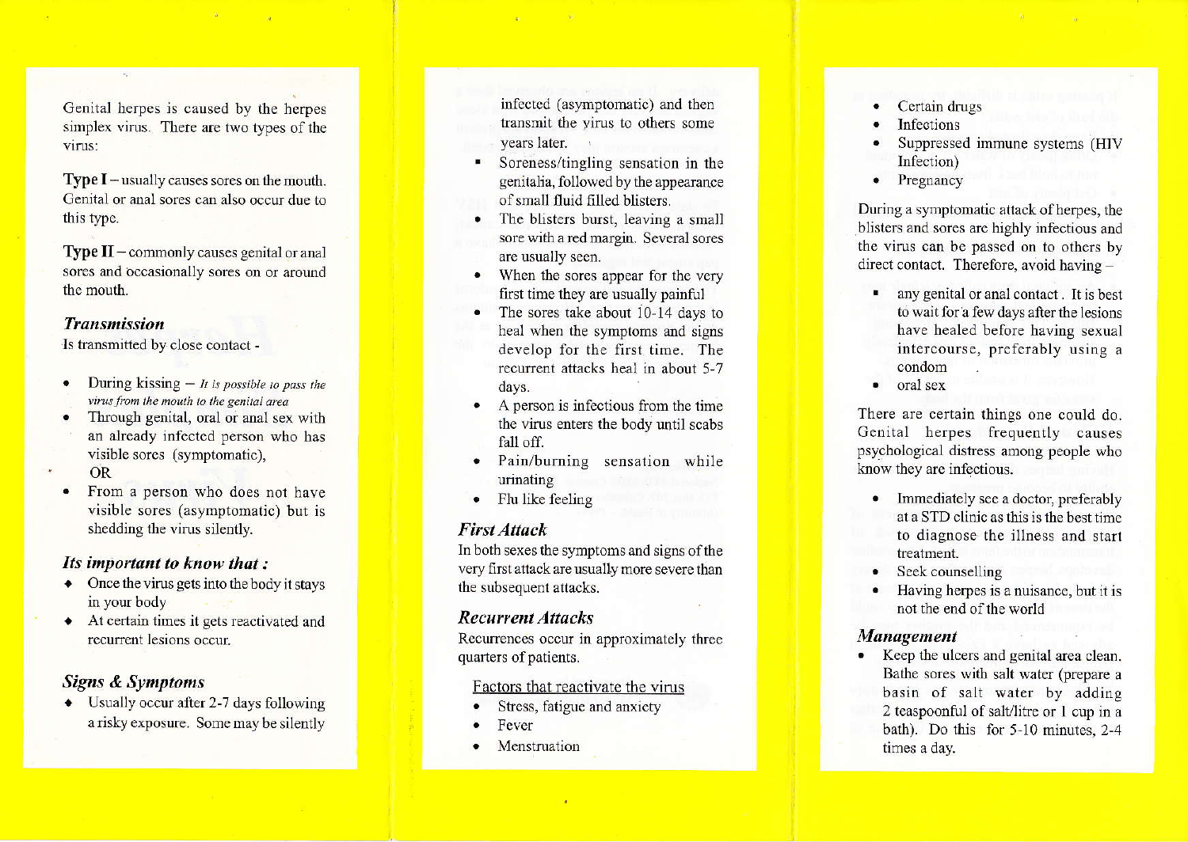Genital herpes is caused by the herpes simplex virus. There are two types of the virus:

**Type I** – usually causes sores on the mouth. Genital or anal sores can also occur due to this type.

**Type II** – commonly causes genital or anal sores and occasionally sores on or around the mouth.

### *Transmission*

Is transmitted by close contact -

- During kissing – *It is possible to pass the virus from the mouth to the genital area*
- Through genital, oral or anal sex with an already infected person who has visible sores (symptomatic),
  OR
- From a person who does not have visible sores (asymptomatic) but is shedding the virus silently.

### *Its important to know that :*

- Once the virus gets into the body it stays in your body
- At certain times it gets reactivated and recurrent lesions occur.

### *Signs & Symptoms*

- Usually occur after 2-7 days following a risky exposure. Some may be silently infected (asymptomatic) and then transmit the virus to others some years later.
- Soreness/tingling sensation in the genitalia, followed by the appearance of small fluid filled blisters.
- The blisters burst, leaving a small sore with a red margin. Several sores are usually seen.
- When the sores appear for the very first time they are usually painful
- The sores take about 10-14 days to heal when the symptoms and signs develop for the first time. The recurrent attacks heal in about 5-7 days.
- A person is infectious from the time the virus enters the body until scabs fall off.
- Pain/burning sensation while urinating
- Flu like feeling

### *First Attack*

In both sexes the symptoms and signs of the very first attack are usually more severe than the subsequent attacks.

### *Recurrent Attacks*

Recurrences occur in approximately three quarters of patients.

Factors that reactivate the virus

- Stress, fatigue and anxiety
- Fever
- Menstruation
- Certain drugs
- Infections
- Suppressed immune systems (HIV Infection)
- Pregnancy

During a symptomatic attack of herpes, the blisters and sores are highly infectious and the virus can be passed on to others by direct contact. Therefore, avoid having –

- any genital or anal contact. It is best to wait for a few days after the lesions have healed before having sexual intercourse, preferably using a condom
- oral sex

There are certain things one could do. Genital herpes frequently causes psychological distress among people who know they are infectious.

- Immediately see a doctor, preferably at a STD clinic as this is the best time to diagnose the illness and start treatment.
- Seek counselling
- Having herpes is a nuisance, but it is not the end of the world

### *Management*

- Keep the ulcers and genital area clean. Bathe sores with salt water (prepare a basin of salt water by adding 2 teaspoonful of salt/litre or 1 cup in a bath). Do this for 5-10 minutes, 2-4 times a day.